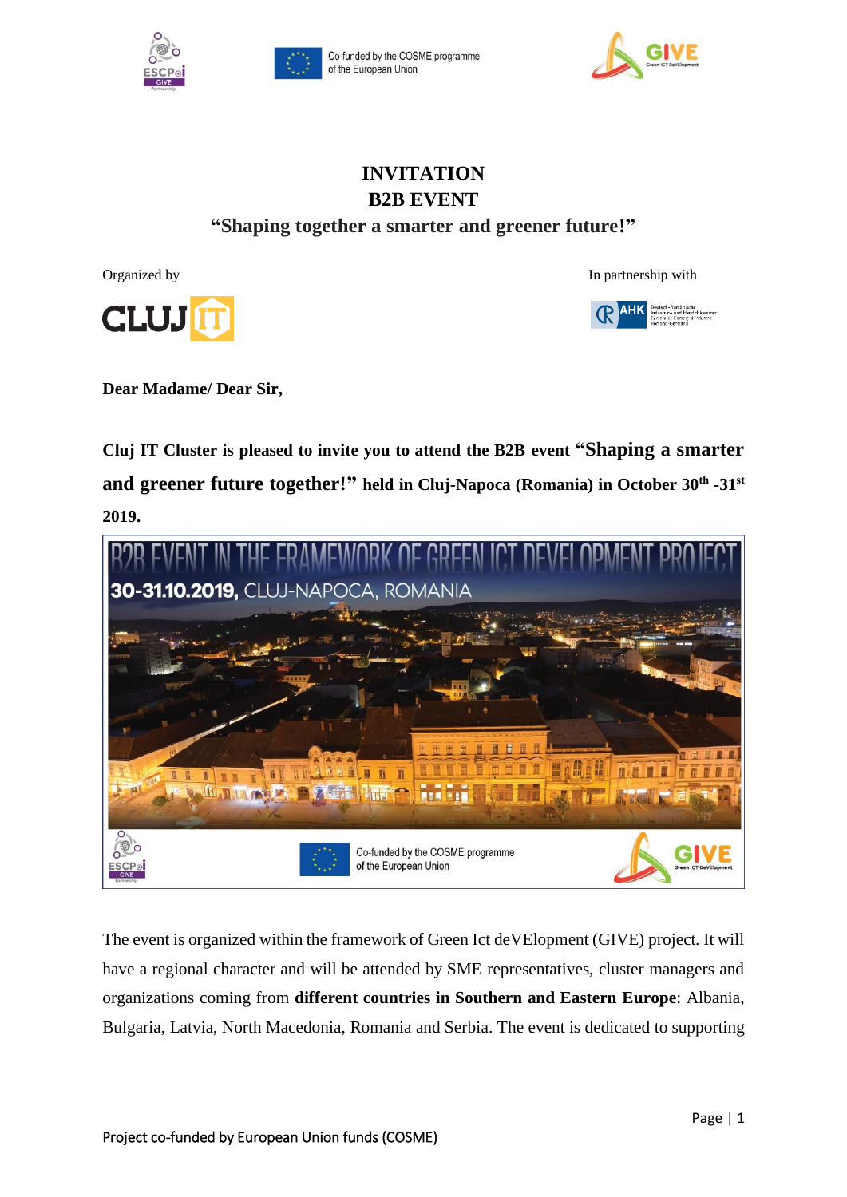Co-funded by the COSME programme of the European Union

# INVITATION
# B2B EVENT
## "Shaping together a smarter and greener future!"

Organized by

In partnership with

**Dear Madame/ Dear Sir,**

**Cluj IT Cluster is pleased to invite you to attend the B2B event "Shaping a smarter and greener future together!" held in Cluj-Napoca (Romania) in October 30th -31st 2019.**

The event is organized within the framework of Green Ict deVElopment (GIVE) project. It will have a regional character and will be attended by SME representatives, cluster managers and organizations coming from **different countries in Southern and Eastern Europe**: Albania, Bulgaria, Latvia, North Macedonia, Romania and Serbia. The event is dedicated to supporting

Project co-funded by European Union funds (COSME)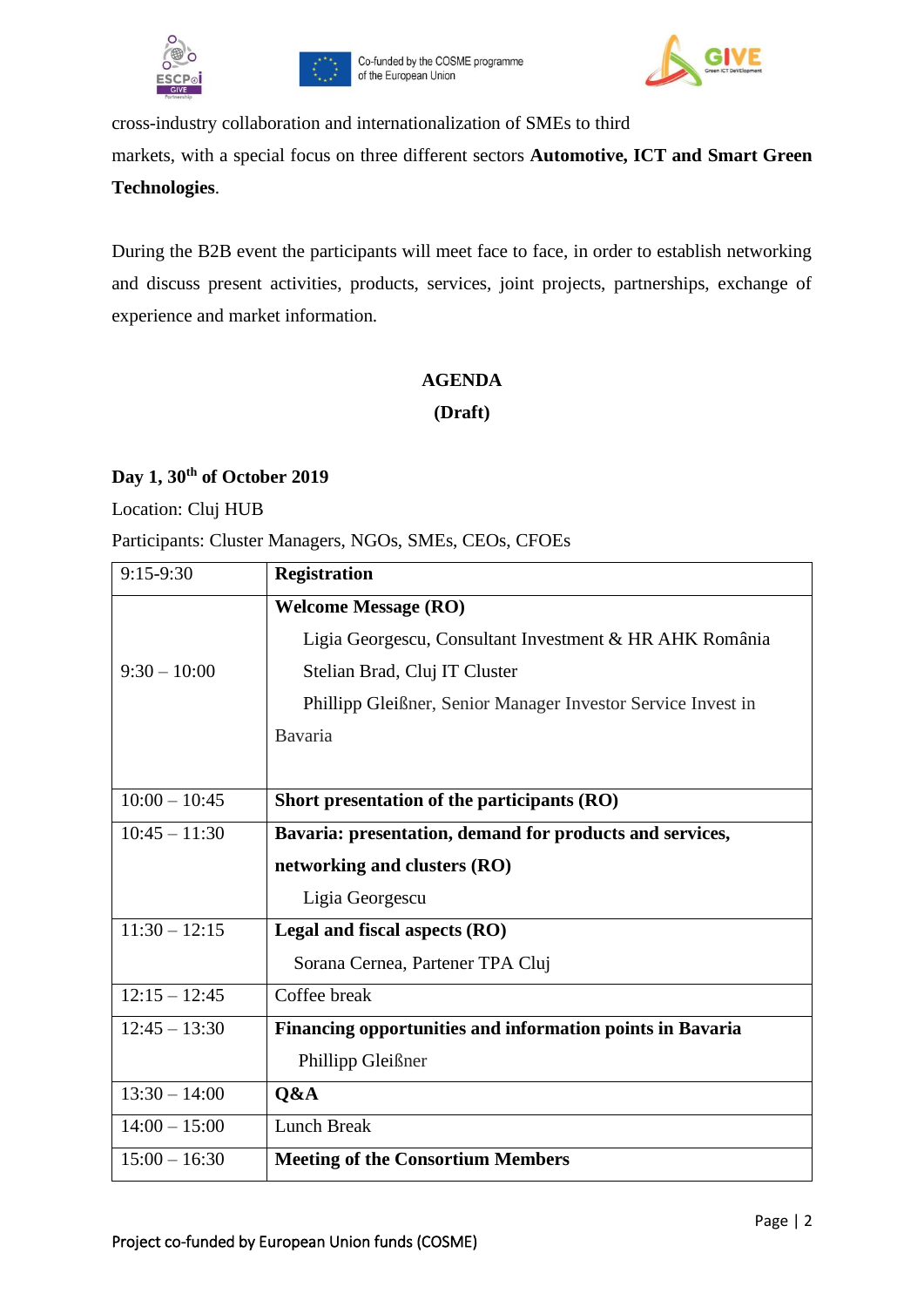cross-industry collaboration and internationalization of SMEs to third markets, with a special focus on three different sectors **Automotive, ICT and Smart Green Technologies**.

During the B2B event the participants will meet face to face, in order to establish networking and discuss present activities, products, services, joint projects, partnerships, exchange of experience and market information.

**AGENDA**

**(Draft)**

**Day 1, 30th of October 2019**

Location: Cluj HUB

Participants: Cluster Managers, NGOs, SMEs, CEOs, CFOEs

| 9:15-9:30 | **Registration** |
|---|---|
| 9:30 – 10:00 | **Welcome Message (RO)**<br>Ligia Georgescu, Consultant Investment & HR AHK România<br>Stelian Brad, Cluj IT Cluster<br>Phillipp Gleißner, Senior Manager Investor Service Invest in Bavaria |
| 10:00 – 10:45 | **Short presentation of the participants (RO)** |
| 10:45 – 11:30 | **Bavaria: presentation, demand for products and services, networking and clusters (RO)**<br>Ligia Georgescu |
| 11:30 – 12:15 | **Legal and fiscal aspects (RO)**<br>Sorana Cernea, Partener TPA Cluj |
| 12:15 – 12:45 | Coffee break |
| 12:45 – 13:30 | **Financing opportunities and information points in Bavaria**<br>Phillipp Gleißner |
| 13:30 – 14:00 | **Q&A** |
| 14:00 – 15:00 | Lunch Break |
| 15:00 – 16:30 | **Meeting of the Consortium Members** |

Project co-funded by European Union funds (COSME)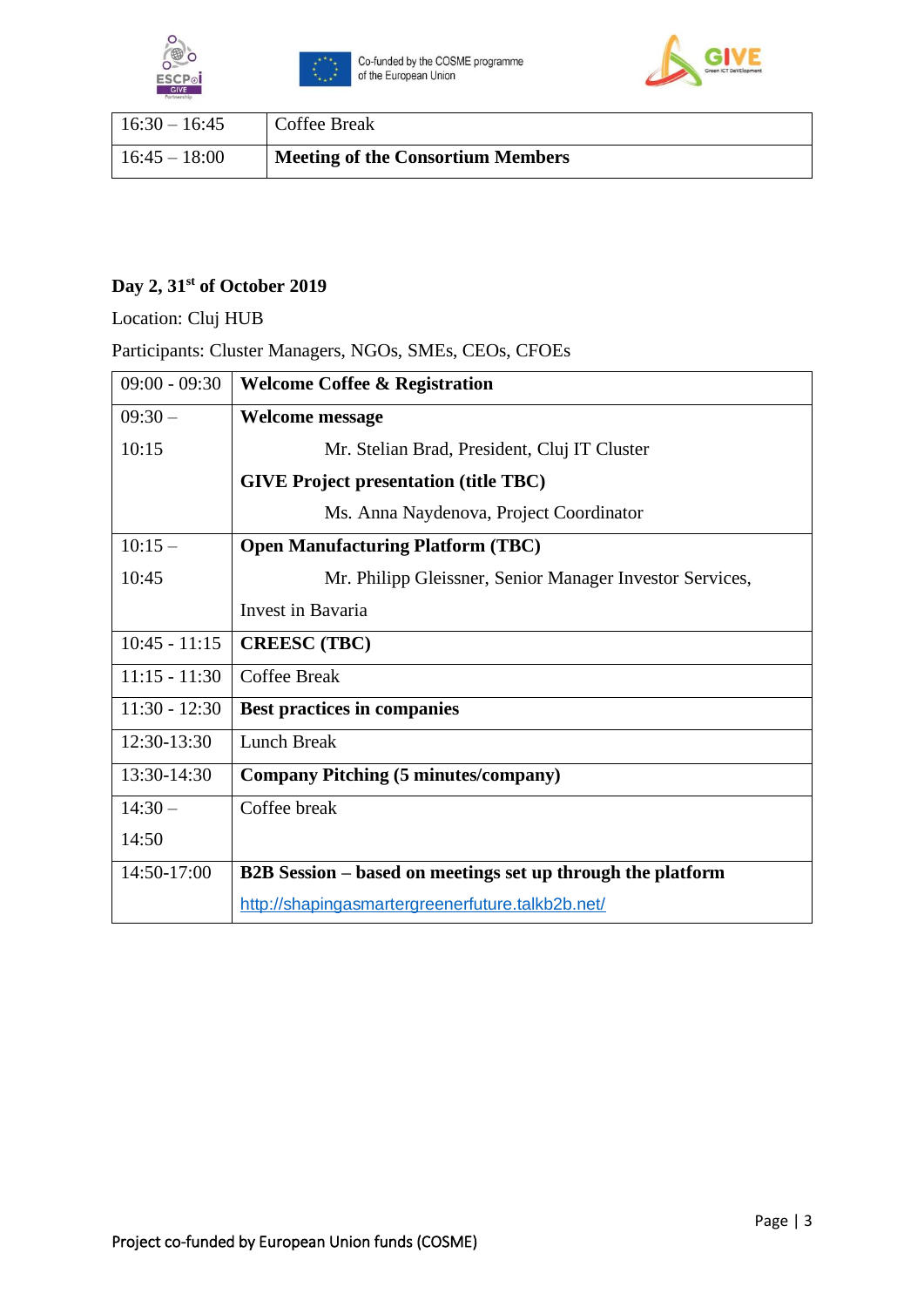| 16:30 – 16:45 | Coffee Break |
|---|---|
| 16:45 – 18:00 | **Meeting of the Consortium Members** |

**Day 2, 31st of October 2019**

Location: Cluj HUB

Participants: Cluster Managers, NGOs, SMEs, CEOs, CFOEs

| 09:00 - 09:30 | **Welcome Coffee & Registration** |
|---|---|
| 09:30 – 10:15 | **Welcome message**<br>Mr. Stelian Brad, President, Cluj IT Cluster<br>**GIVE Project presentation (title TBC)**<br>Ms. Anna Naydenova, Project Coordinator |
| 10:15 – 10:45 | **Open Manufacturing Platform (TBC)**<br>Mr. Philipp Gleissner, Senior Manager Investor Services, Invest in Bavaria |
| 10:45 - 11:15 | **CREESC (TBC)** |
| 11:15 - 11:30 | Coffee Break |
| 11:30 - 12:30 | **Best practices in companies** |
| 12:30-13:30 | Lunch Break |
| 13:30-14:30 | **Company Pitching (5 minutes/company)** |
| 14:30 – 14:50 | Coffee break |
| 14:50-17:00 | **B2B Session – based on meetings set up through the platform**<br>http://shapingasmartergreenerfuture.talkb2b.net/ |

Project co-funded by European Union funds (COSME)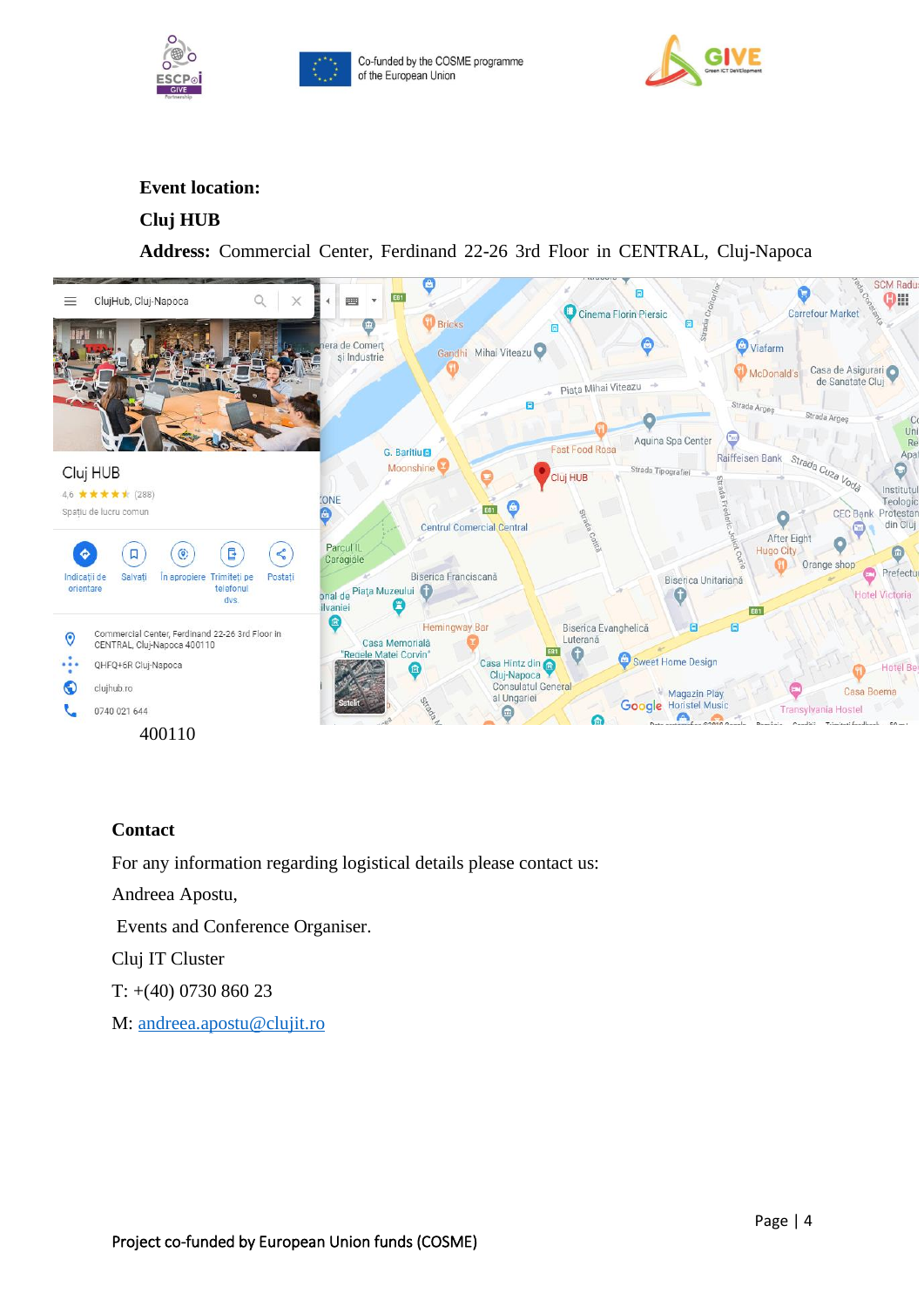**Event location:**

**Cluj HUB**

**Address:** Commercial Center, Ferdinand 22-26 3rd Floor in CENTRAL, Cluj-Napoca

400110

**Contact**

For any information regarding logistical details please contact us:

Andreea Apostu,

Events and Conference Organiser.

Cluj IT Cluster

T: +(40) 0730 860 23

M: andreea.apostu@clujit.ro

Project co-funded by European Union funds (COSME)